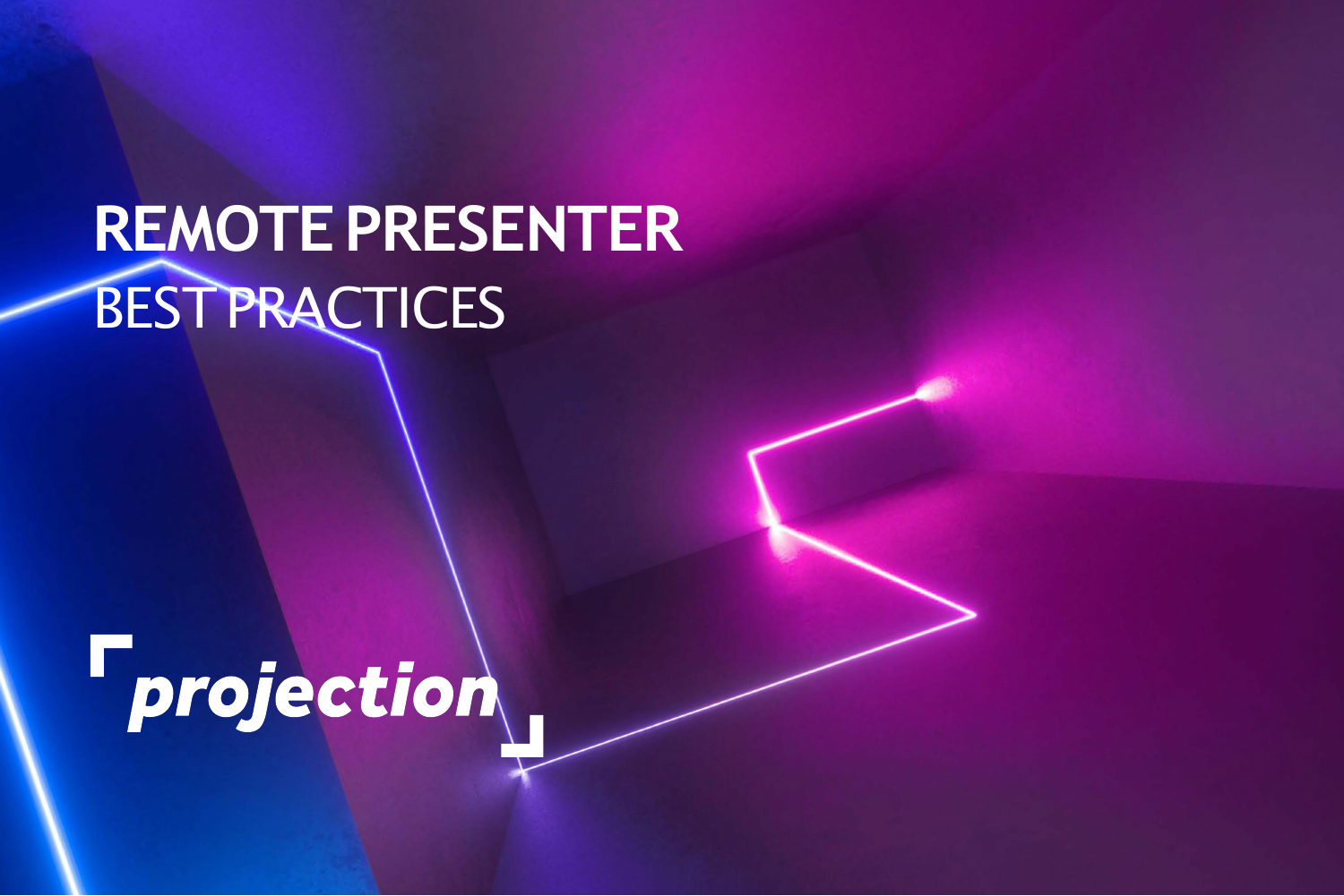# REMOTE PRESENTER

## BEST PRACTICES

projection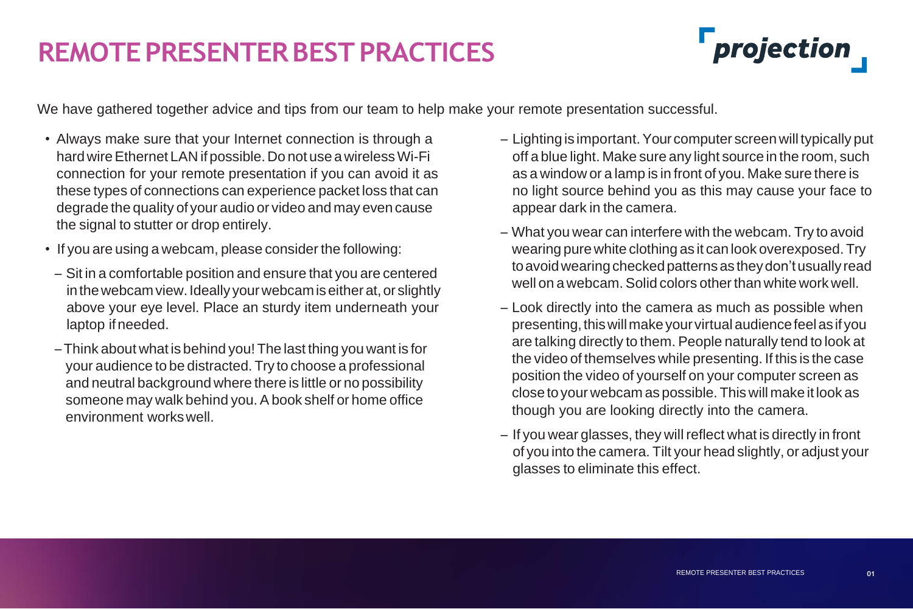# REMOTE PRESENTER BEST PRACTICES

projection

We have gathered together advice and tips from our team to help make your remote presentation successful.

- Always make sure that your Internet connection is through a hard wire Ethernet LAN if possible. Do not use a wireless Wi-Fi connection for your remote presentation if you can avoid it as these types of connections can experience packet loss that can degrade the quality of your audio or video and may even cause the signal to stutter or drop entirely.
- If you are using a webcam, please consider the following:
  - Sit in a comfortable position and ensure that you are centered in the webcam view. Ideally your webcam is either at, or slightly above your eye level. Place an sturdy item underneath your laptop if needed.
  - Think about what is behind you! The last thing you want is for your audience to be distracted. Try to choose a professional and neutral background where there is little or no possibility someone may walk behind you. A book shelf or home office environment works well.
  - Lighting is important. Your computer screen will typically put off a blue light. Make sure any light source in the room, such as a window or a lamp is in front of you. Make sure there is no light source behind you as this may cause your face to appear dark in the camera.
  - What you wear can interfere with the webcam. Try to avoid wearing pure white clothing as it can look overexposed. Try to avoid wearing checked patterns as they don't usually read well on a webcam. Solid colors other than white work well.
  - Look directly into the camera as much as possible when presenting, this will make your virtual audience feel as if you are talking directly to them. People naturally tend to look at the video of themselves while presenting. If this is the case position the video of yourself on your computer screen as close to your webcam as possible. This will make it look as though you are looking directly into the camera.
  - If you wear glasses, they will reflect what is directly in front of you into the camera. Tilt your head slightly, or adjust your glasses to eliminate this effect.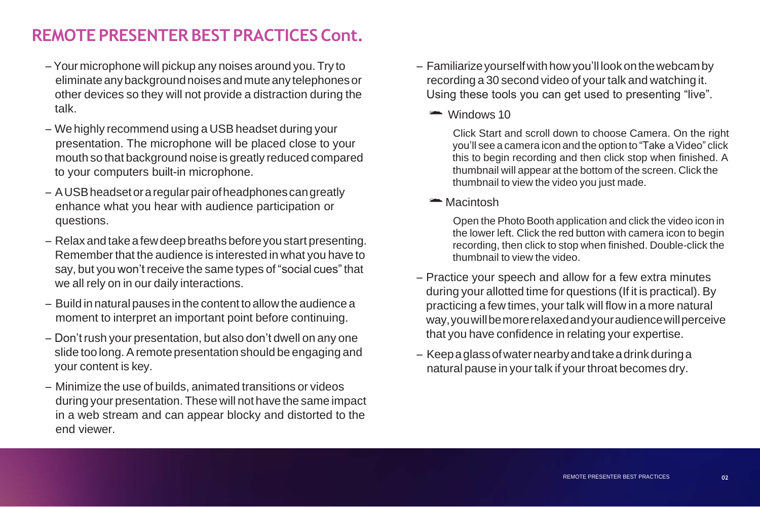## REMOTE PRESENTER BEST PRACTICES Cont.

- Your microphone will pickup any noises around you. Try to eliminate any background noises and mute any telephones or other devices so they will not provide a distraction during the talk.
- We highly recommend using a USB headset during your presentation. The microphone will be placed close to your mouth so that background noise is greatly reduced compared to your computers built-in microphone.
- A USB headset or a regular pair of headphones can greatly enhance what you hear with audience participation or questions.
- Relax and take a few deep breaths before you start presenting. Remember that the audience is interested in what you have to say, but you won't receive the same types of "social cues" that we all rely on in our daily interactions.
- Build in natural pauses in the content to allow the audience a moment to interpret an important point before continuing.
- Don't rush your presentation, but also don't dwell on any one slide too long. A remote presentation should be engaging and your content is key.
- Minimize the use of builds, animated transitions or videos during your presentation. These will not have the same impact in a web stream and can appear blocky and distorted to the end viewer.
- Familiarize yourself with how you'll look on the webcam by recording a 30 second video of your talk and watching it. Using these tools you can get used to presenting "live".
  - Windows 10

    Click Start and scroll down to choose Camera. On the right you'll see a camera icon and the option to "Take a Video" click this to begin recording and then click stop when finished. A thumbnail will appear at the bottom of the screen. Click the thumbnail to view the video you just made.
  - Macintosh

    Open the Photo Booth application and click the video icon in the lower left. Click the red button with camera icon to begin recording, then click to stop when finished. Double-click the thumbnail to view the video.
- Practice your speech and allow for a few extra minutes during your allotted time for questions (If it is practical). By practicing a few times, your talk will flow in a more natural way, you will be more relaxed and your audience will perceive that you have confidence in relating your expertise.
- Keep a glass of water nearby and take a drink during a natural pause in your talk if your throat becomes dry.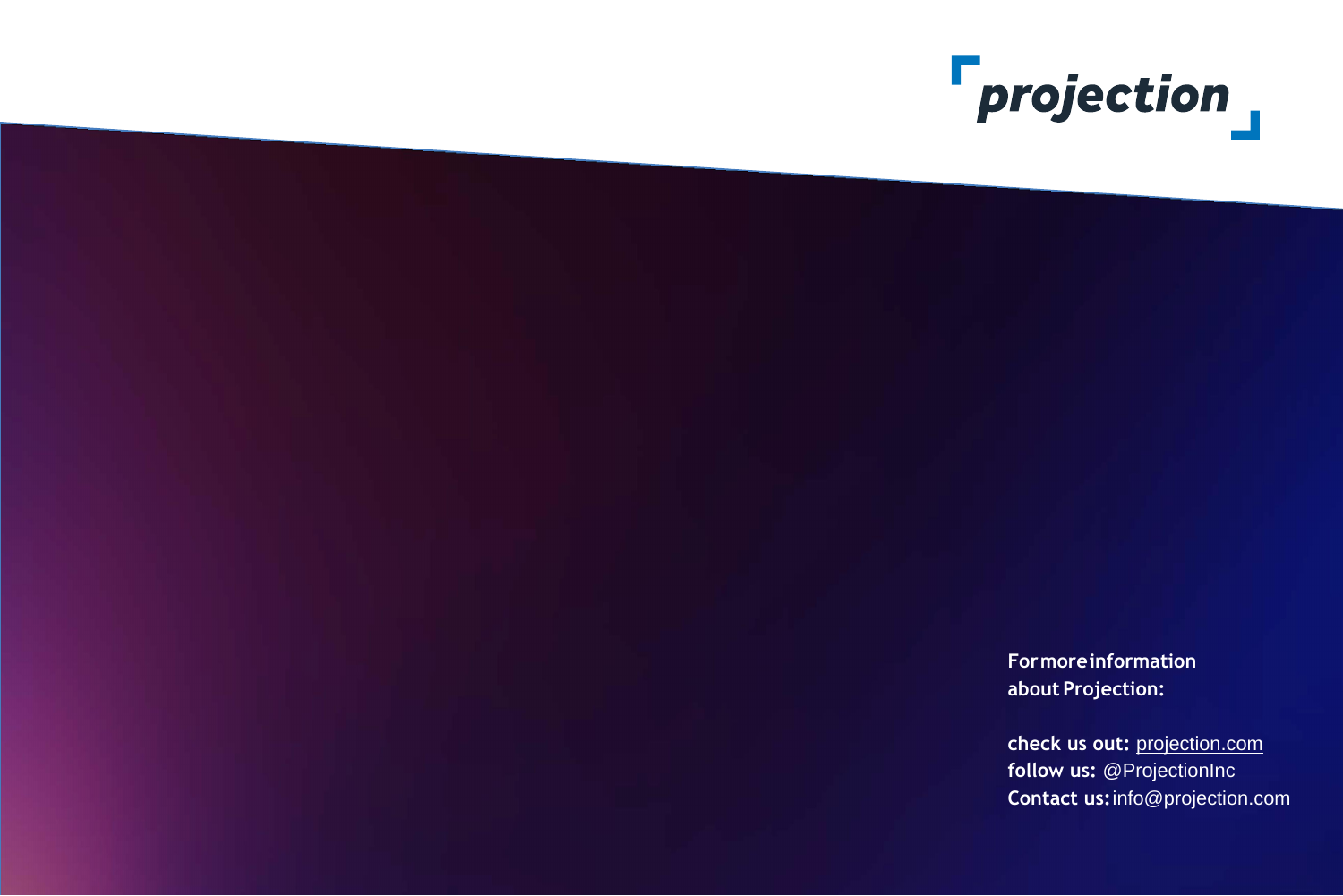projection

**For more information about Projection:**

**check us out:** projection.com
**follow us:** @ProjectionInc
**Contact us:** info@projection.com